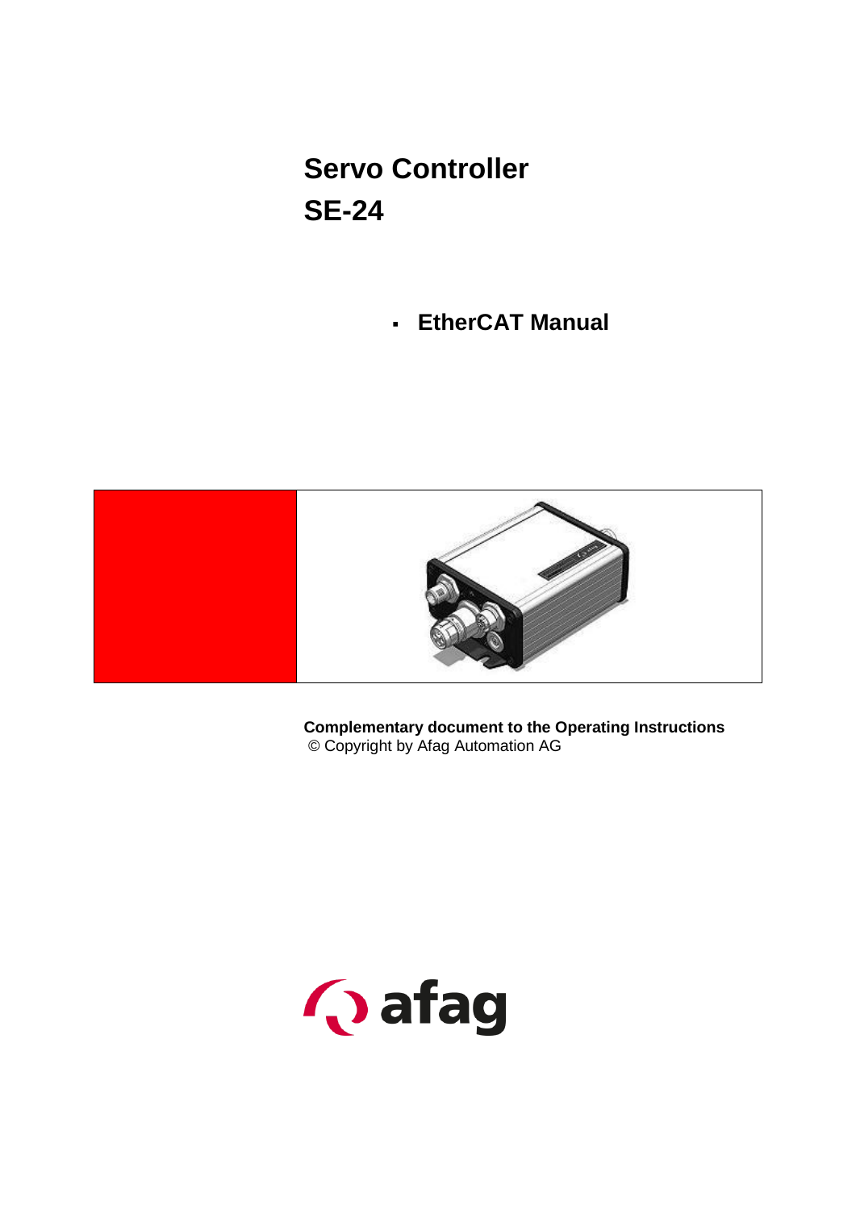# Servo Controller
# SE-24

- **EtherCAT Manual**

**Complementary document to the Operating Instructions**
© Copyright by Afag Automation AG

afag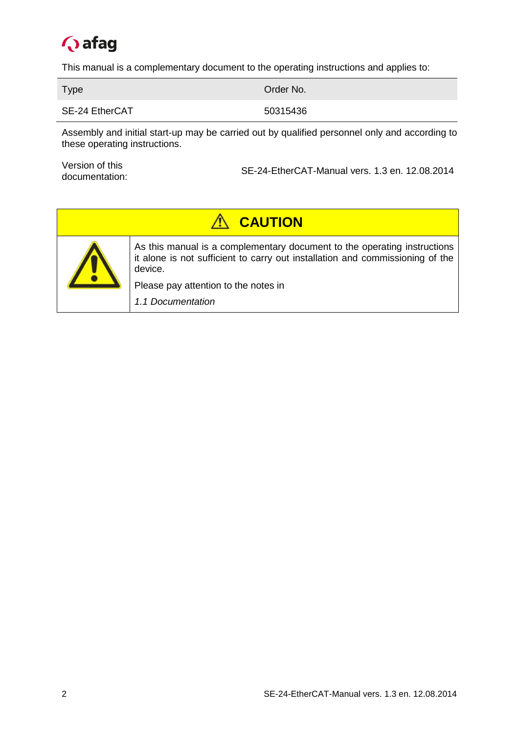This manual is a complementary document to the operating instructions and applies to:

| Type | Order No. |
|---|---|
| SE-24 EtherCAT | 50315436 |

Assembly and initial start-up may be carried out by qualified personnel only and according to these operating instructions.

| Version of this documentation: | SE-24-EtherCAT-Manual vers. 1.3 en. 12.08.2014 |
|---|---|

| ⚠ **CAUTION** | |
|---|---|
| ⚠ | As this manual is a complementary document to the operating instructions it alone is not sufficient to carry out installation and commissioning of the device.<br><br>Please pay attention to the notes in<br><br>*1.1 Documentation* |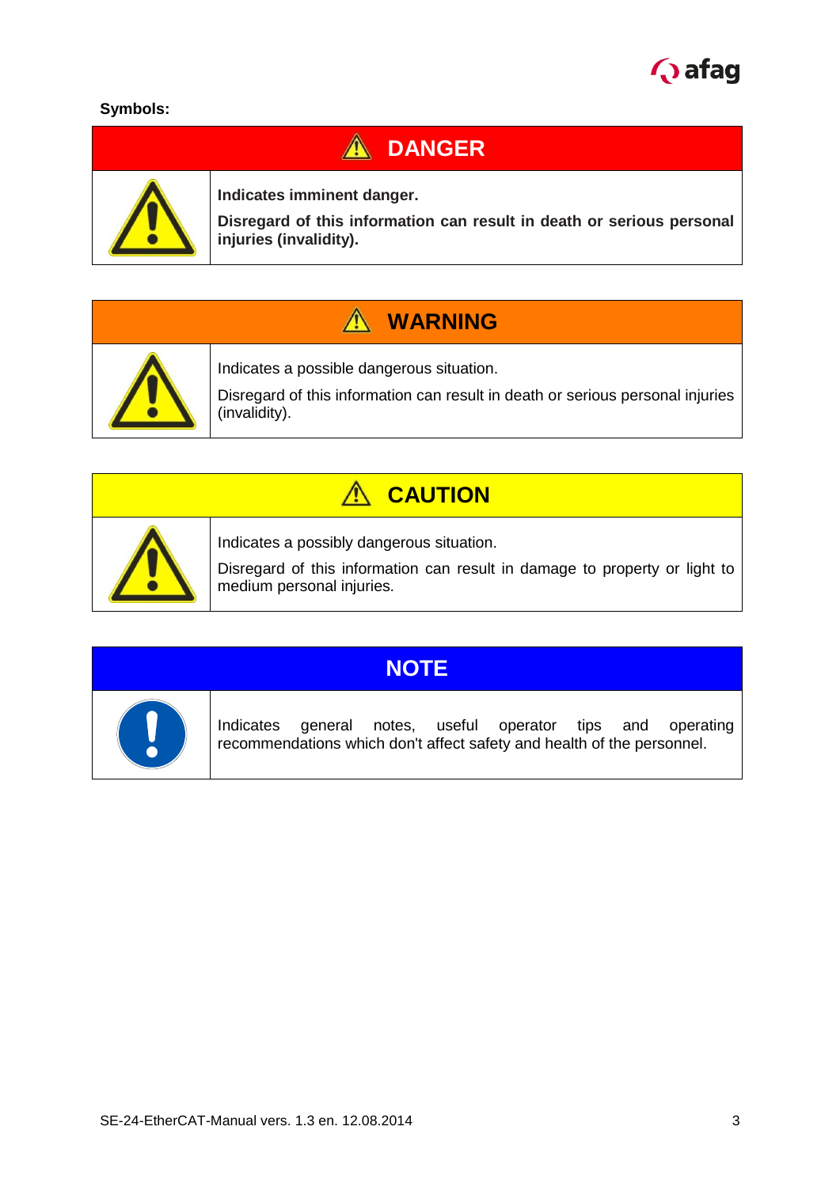**Symbols:**

| ⚠ DANGER | |
|---|---|
| ⚠ | **Indicates imminent danger.**<br>**Disregard of this information can result in death or serious personal injuries (invalidity).** |

| ⚠ WARNING | |
|---|---|
| ⚠ | Indicates a possible dangerous situation.<br>Disregard of this information can result in death or serious personal injuries (invalidity). |

| ⚠ CAUTION | |
|---|---|
| ⚠ | Indicates a possibly dangerous situation.<br>Disregard of this information can result in damage to property or light to medium personal injuries. |

| NOTE | |
|---|---|
| ! | Indicates general notes, useful operator tips and operating recommendations which don't affect safety and health of the personnel. |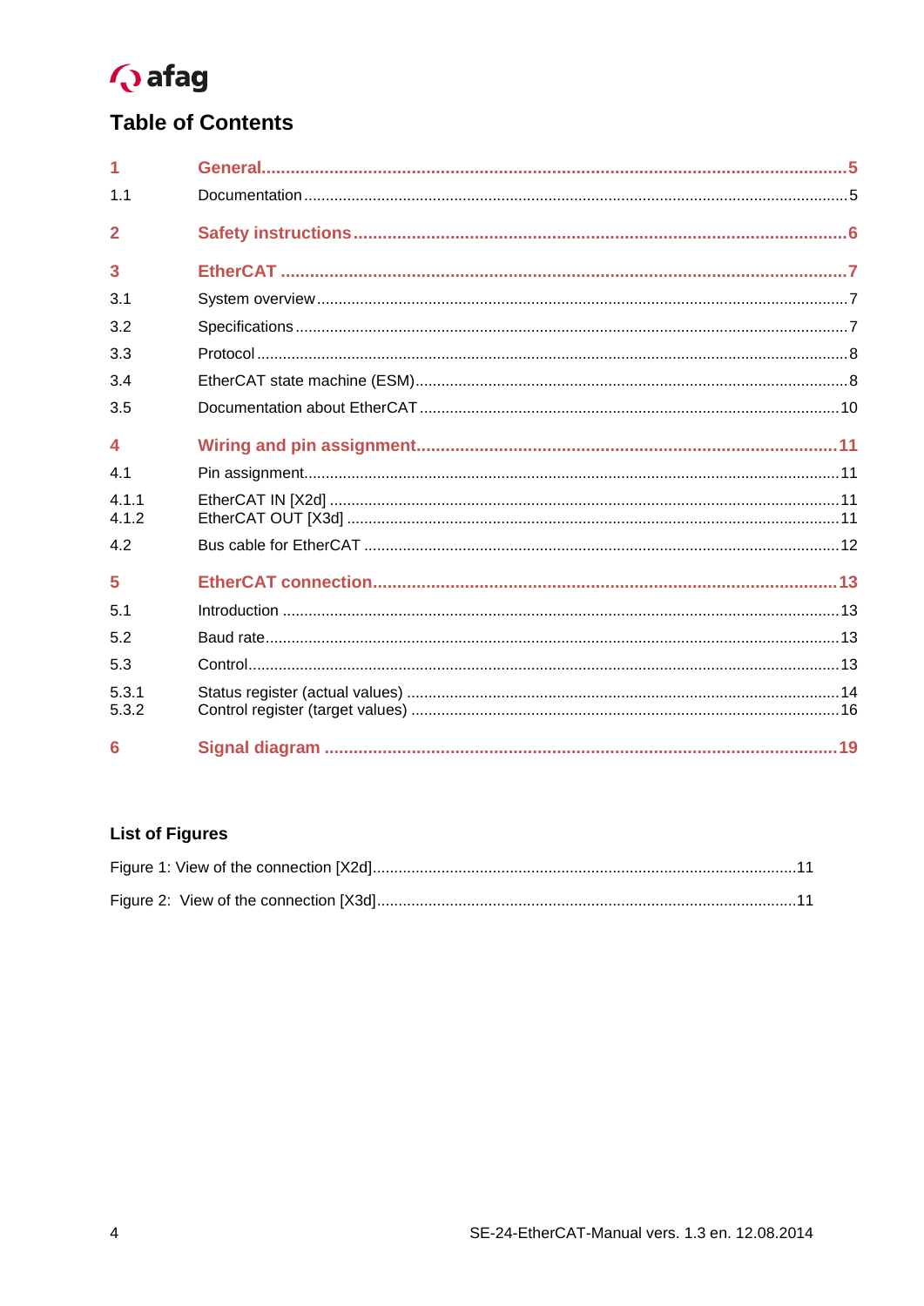# Table of Contents

| | | |
|---|---|---|
| **1** | **General** | **5** |
| 1.1 | Documentation | 5 |
| **2** | **Safety instructions** | **6** |
| **3** | **EtherCAT** | **7** |
| 3.1 | System overview | 7 |
| 3.2 | Specifications | 7 |
| 3.3 | Protocol | 8 |
| 3.4 | EtherCAT state machine (ESM) | 8 |
| 3.5 | Documentation about EtherCAT | 10 |
| **4** | **Wiring and pin assignment** | **11** |
| 4.1 | Pin assignment | 11 |
| 4.1.1 | EtherCAT IN [X2d] | 11 |
| 4.1.2 | EtherCAT OUT [X3d] | 11 |
| 4.2 | Bus cable for EtherCAT | 12 |
| **5** | **EtherCAT connection** | **13** |
| 5.1 | Introduction | 13 |
| 5.2 | Baud rate | 13 |
| 5.3 | Control | 13 |
| 5.3.1 | Status register (actual values) | 14 |
| 5.3.2 | Control register (target values) | 16 |
| **6** | **Signal diagram** | **19** |

## List of Figures

| | |
|---|---|
| Figure 1: View of the connection [X2d] | 11 |
| Figure 2: View of the connection [X3d] | 11 |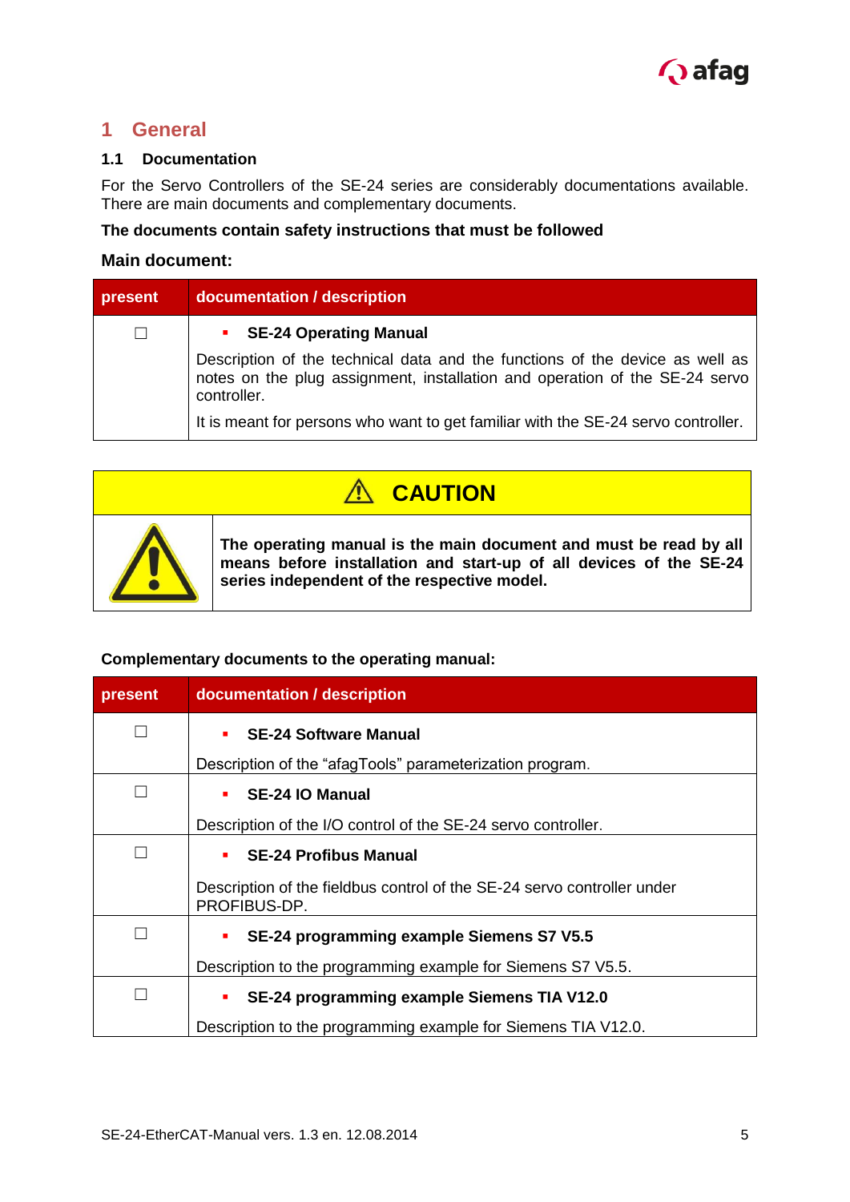# 1 General

## 1.1 Documentation

For the Servo Controllers of the SE-24 series are considerably documentations available. There are main documents and complementary documents.

**The documents contain safety instructions that must be followed**

**Main document:**

| present | documentation / description |
|---|---|
| ☐ | ▪ **SE-24 Operating Manual**<br>Description of the technical data and the functions of the device as well as notes on the plug assignment, installation and operation of the SE-24 servo controller.<br>It is meant for persons who want to get familiar with the SE-24 servo controller. |

| ⚠ CAUTION |
|---|
| **The operating manual is the main document and must be read by all means before installation and start-up of all devices of the SE-24 series independent of the respective model.** |

**Complementary documents to the operating manual:**

| present | documentation / description |
|---|---|
| ☐ | ▪ **SE-24 Software Manual**<br>Description of the "afagTools" parameterization program. |
| ☐ | ▪ **SE-24 IO Manual**<br>Description of the I/O control of the SE-24 servo controller. |
| ☐ | ▪ **SE-24 Profibus Manual**<br>Description of the fieldbus control of the SE-24 servo controller under PROFIBUS-DP. |
| ☐ | ▪ **SE-24 programming example Siemens S7 V5.5**<br>Description to the programming example for Siemens S7 V5.5. |
| ☐ | ▪ **SE-24 programming example Siemens TIA V12.0**<br>Description to the programming example for Siemens TIA V12.0. |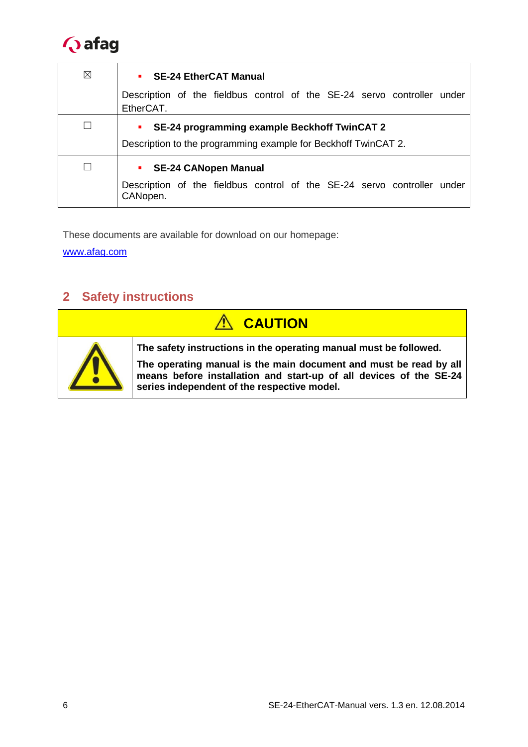| | |
|---|---|
| ☒ | ▪ **SE-24 EtherCAT Manual**<br>Description of the fieldbus control of the SE-24 servo controller under EtherCAT. |
| ☐ | ▪ **SE-24 programming example Beckhoff TwinCAT 2**<br>Description to the programming example for Beckhoff TwinCAT 2. |
| ☐ | ▪ **SE-24 CANopen Manual**<br>Description of the fieldbus control of the SE-24 servo controller under CANopen. |

These documents are available for download on our homepage:

www.afag.com

## 2 Safety instructions

| ⚠ **CAUTION** | |
|---|---|
| ⚠ | **The safety instructions in the operating manual must be followed.**<br>**The operating manual is the main document and must be read by all means before installation and start-up of all devices of the SE-24 series independent of the respective model.** |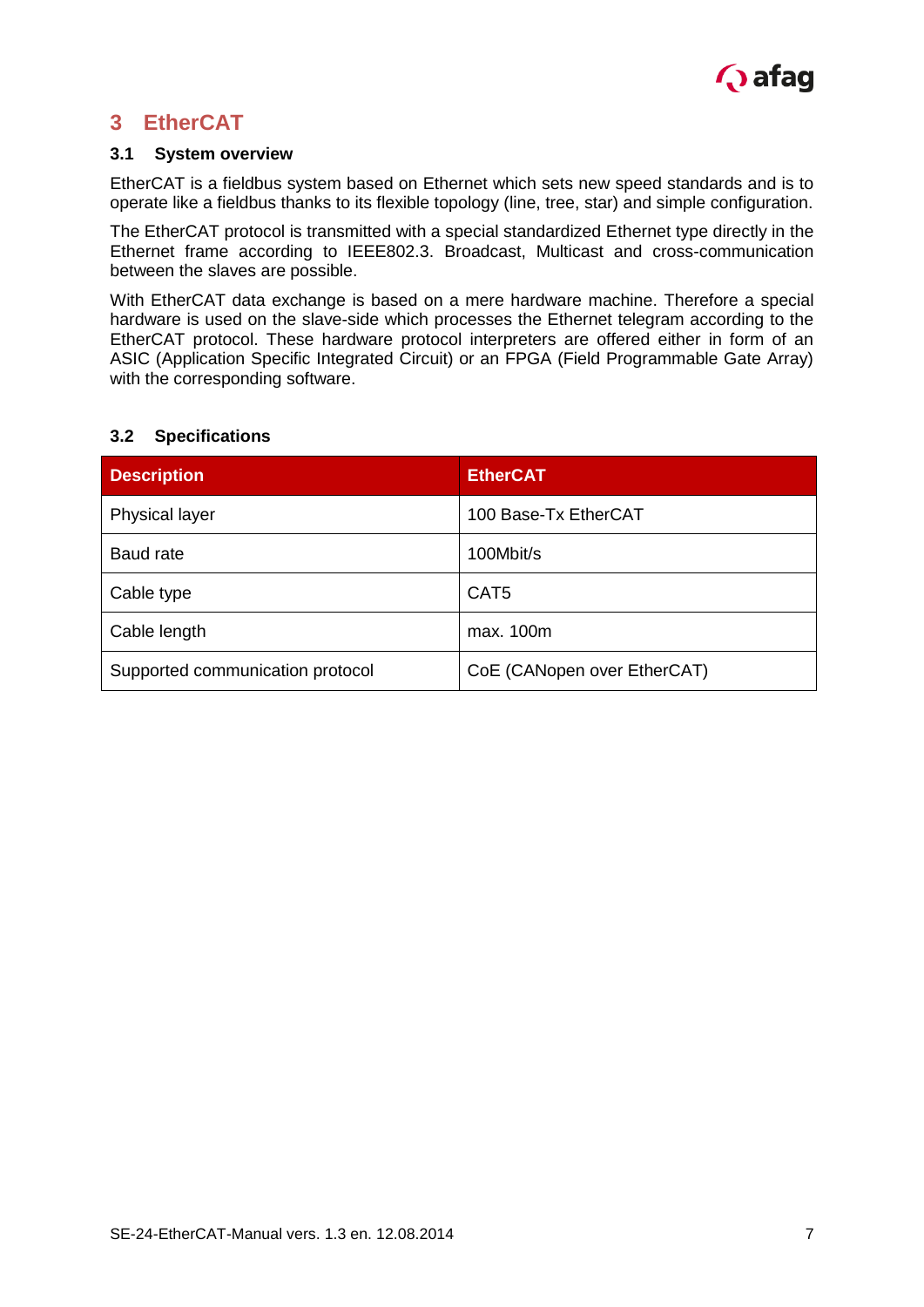# 3 EtherCAT

## 3.1 System overview

EtherCAT is a fieldbus system based on Ethernet which sets new speed standards and is to operate like a fieldbus thanks to its flexible topology (line, tree, star) and simple configuration.

The EtherCAT protocol is transmitted with a special standardized Ethernet type directly in the Ethernet frame according to IEEE802.3. Broadcast, Multicast and cross-communication between the slaves are possible.

With EtherCAT data exchange is based on a mere hardware machine. Therefore a special hardware is used on the slave-side which processes the Ethernet telegram according to the EtherCAT protocol. These hardware protocol interpreters are offered either in form of an ASIC (Application Specific Integrated Circuit) or an FPGA (Field Programmable Gate Array) with the corresponding software.

## 3.2 Specifications

| Description | EtherCAT |
|---|---|
| Physical layer | 100 Base-Tx EtherCAT |
| Baud rate | 100Mbit/s |
| Cable type | CAT5 |
| Cable length | max. 100m |
| Supported communication protocol | CoE (CANopen over EtherCAT) |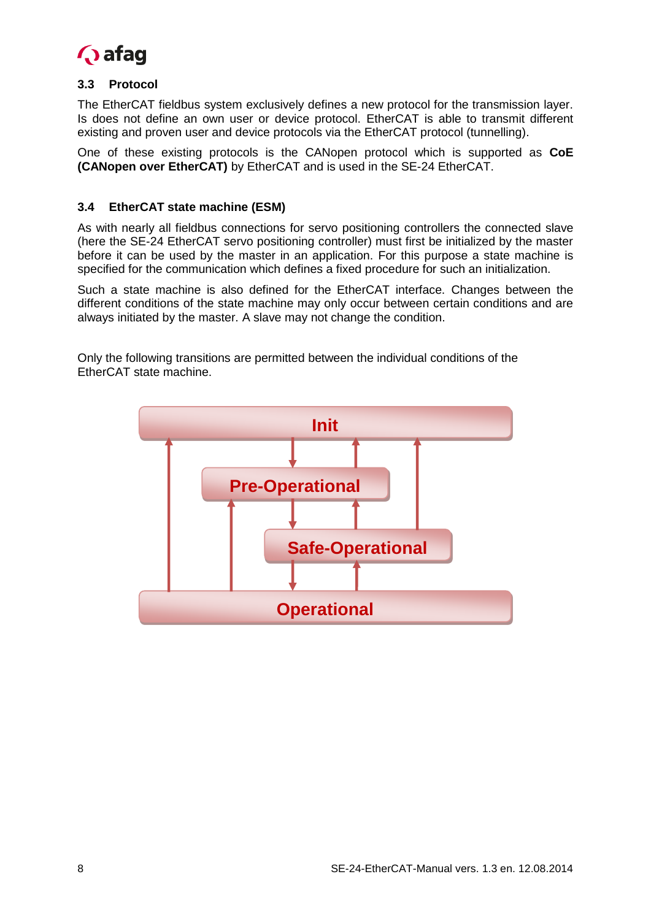### 3.3 Protocol

The EtherCAT fieldbus system exclusively defines a new protocol for the transmission layer. Is does not define an own user or device protocol. EtherCAT is able to transmit different existing and proven user and device protocols via the EtherCAT protocol (tunnelling).

One of these existing protocols is the CANopen protocol which is supported as **CoE (CANopen over EtherCAT)** by EtherCAT and is used in the SE-24 EtherCAT.

### 3.4 EtherCAT state machine (ESM)

As with nearly all fieldbus connections for servo positioning controllers the connected slave (here the SE-24 EtherCAT servo positioning controller) must first be initialized by the master before it can be used by the master in an application. For this purpose a state machine is specified for the communication which defines a fixed procedure for such an initialization.

Such a state machine is also defined for the EtherCAT interface. Changes between the different conditions of the state machine may only occur between certain conditions and are always initiated by the master. A slave may not change the condition.

Only the following transitions are permitted between the individual conditions of the EtherCAT state machine.

Init

Pre-Operational

Safe-Operational

Operational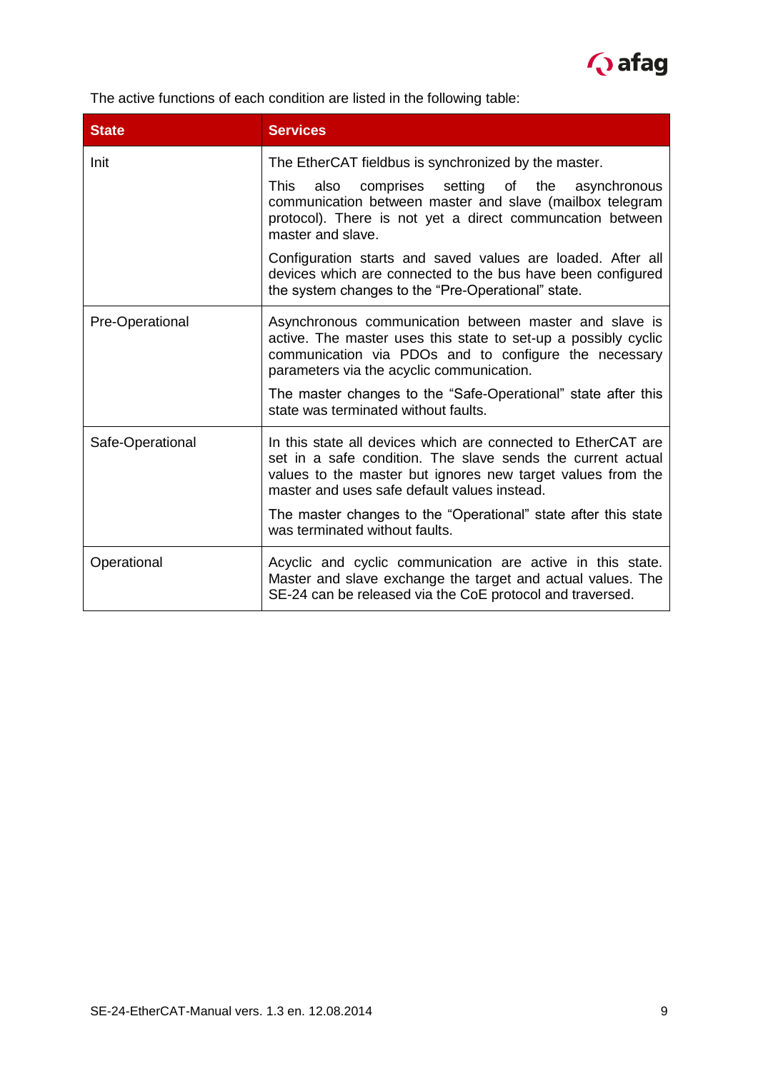The active functions of each condition are listed in the following table:

| State | Services |
|---|---|
| Init | The EtherCAT fieldbus is synchronized by the master.<br><br>This also comprises setting of the asynchronous communication between master and slave (mailbox telegram protocol). There is not yet a direct communcation between master and slave.<br><br>Configuration starts and saved values are loaded. After all devices which are connected to the bus have been configured the system changes to the "Pre-Operational" state. |
| Pre-Operational | Asynchronous communication between master and slave is active. The master uses this state to set-up a possibly cyclic communication via PDOs and to configure the necessary parameters via the acyclic communication.<br><br>The master changes to the "Safe-Operational" state after this state was terminated without faults. |
| Safe-Operational | In this state all devices which are connected to EtherCAT are set in a safe condition. The slave sends the current actual values to the master but ignores new target values from the master and uses safe default values instead.<br><br>The master changes to the "Operational" state after this state was terminated without faults. |
| Operational | Acyclic and cyclic communication are active in this state. Master and slave exchange the target and actual values. The SE-24 can be released via the CoE protocol and traversed. |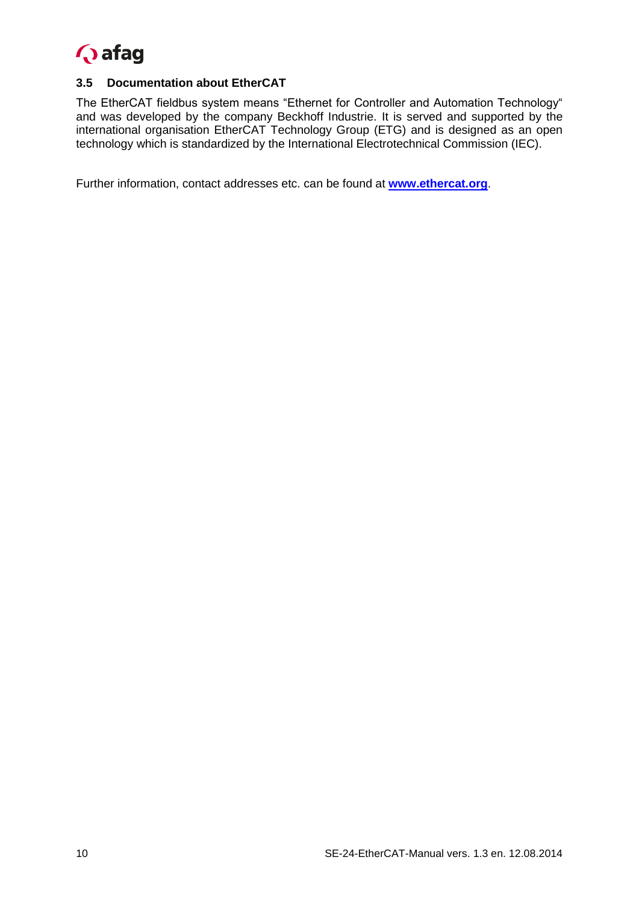### 3.5 Documentation about EtherCAT

The EtherCAT fieldbus system means “Ethernet for Controller and Automation Technology“ and was developed by the company Beckhoff Industrie. It is served and supported by the international organisation EtherCAT Technology Group (ETG) and is designed as an open technology which is standardized by the International Electrotechnical Commission (IEC).

Further information, contact addresses etc. can be found at **www.ethercat.org**.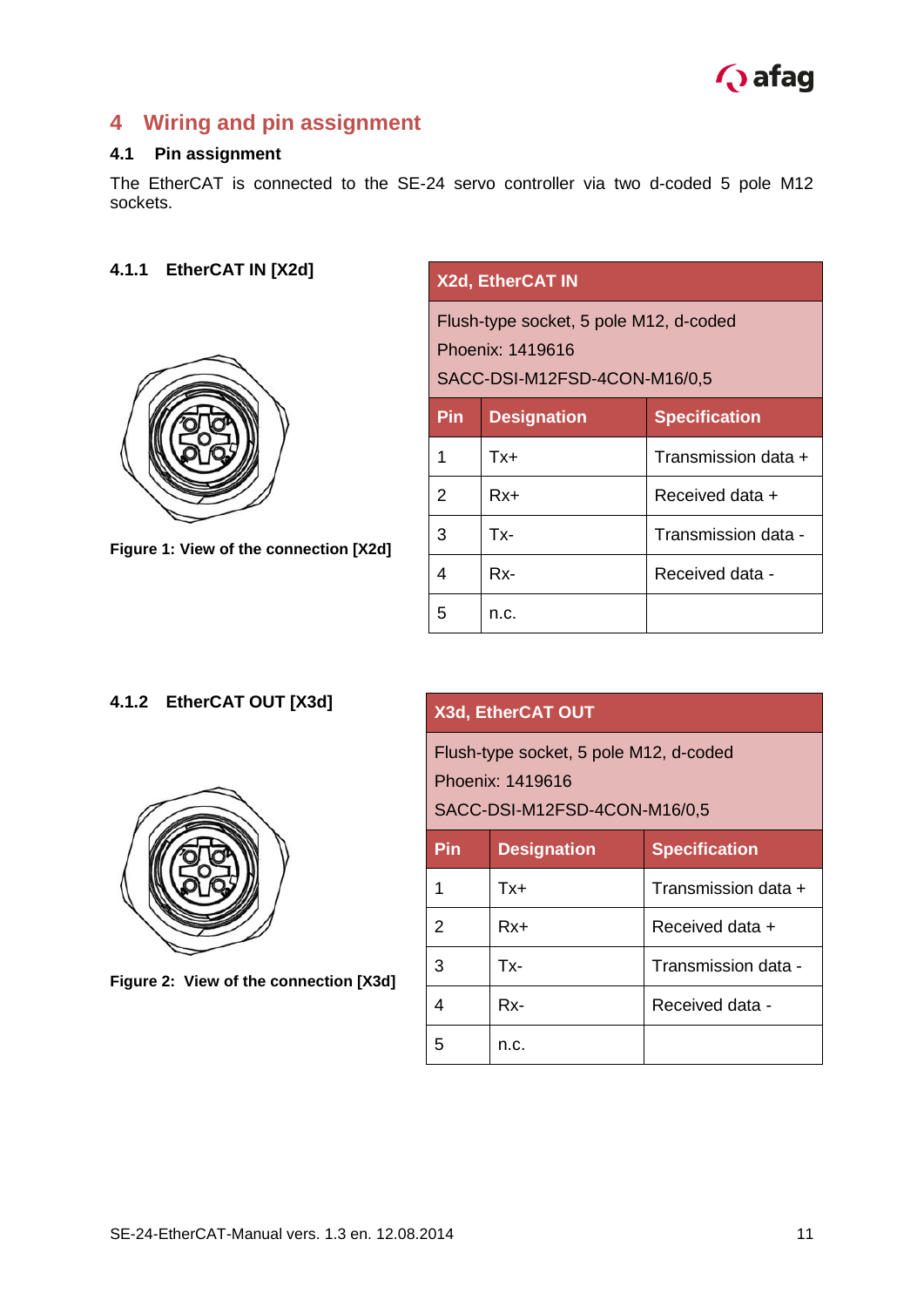# 4 Wiring and pin assignment

## 4.1 Pin assignment

The EtherCAT is connected to the SE-24 servo controller via two d-coded 5 pole M12 sockets.

### 4.1.1 EtherCAT IN [X2d]

Figure 1: View of the connection [X2d]

| X2d, EtherCAT IN | | |
|---|---|---|
| Flush-type socket, 5 pole M12, d-coded<br>Phoenix: 1419616<br>SACC-DSI-M12FSD-4CON-M16/0,5 | | |
| **Pin** | **Designation** | **Specification** |
| 1 | Tx+ | Transmission data + |
| 2 | Rx+ | Received data + |
| 3 | Tx- | Transmission data - |
| 4 | Rx- | Received data - |
| 5 | n.c. | |

### 4.1.2 EtherCAT OUT [X3d]

Figure 2: View of the connection [X3d]

| X3d, EtherCAT OUT | | |
|---|---|---|
| Flush-type socket, 5 pole M12, d-coded<br>Phoenix: 1419616<br>SACC-DSI-M12FSD-4CON-M16/0,5 | | |
| **Pin** | **Designation** | **Specification** |
| 1 | Tx+ | Transmission data + |
| 2 | Rx+ | Received data + |
| 3 | Tx- | Transmission data - |
| 4 | Rx- | Received data - |
| 5 | n.c. | |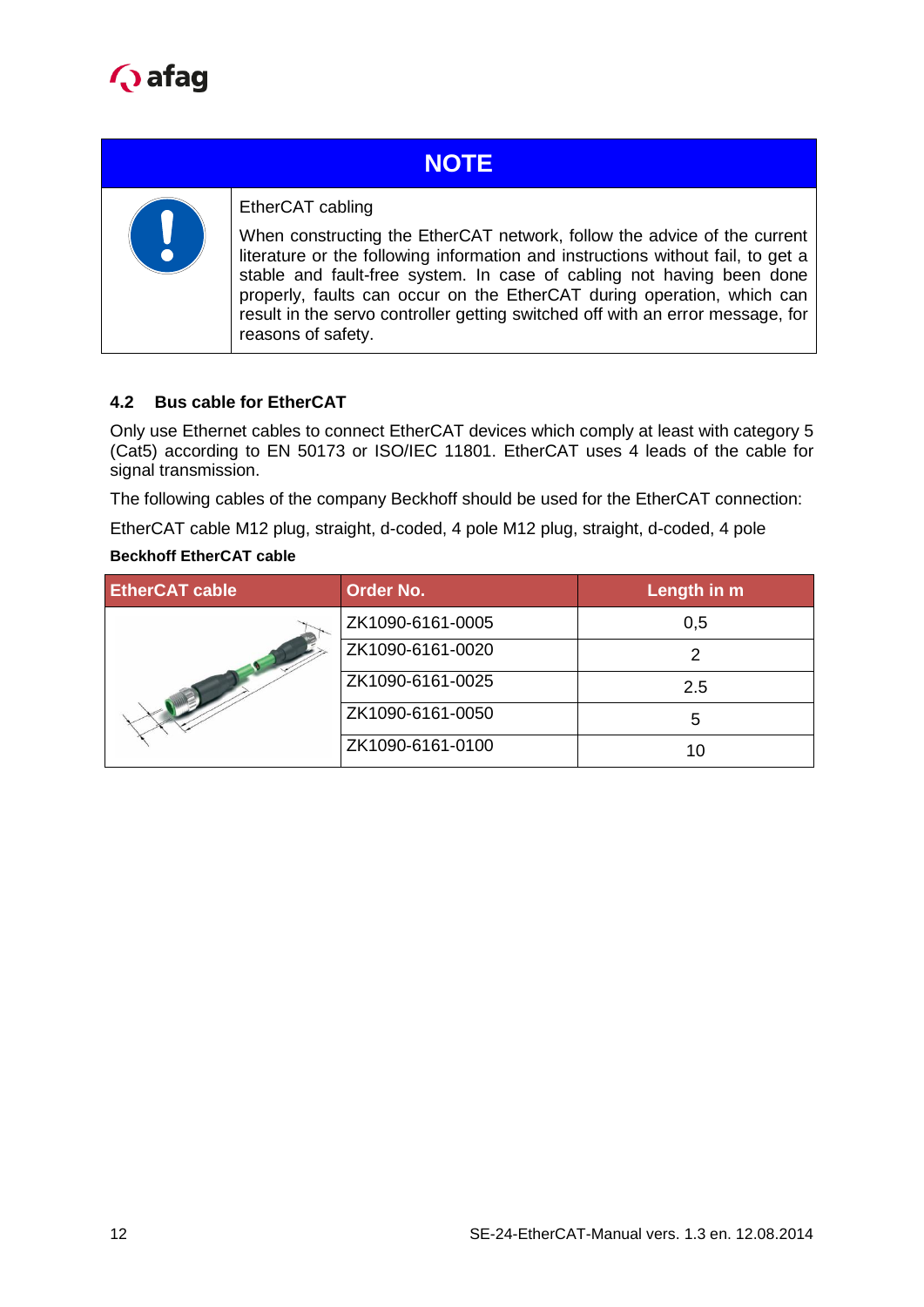**NOTE**

EtherCAT cabling

When constructing the EtherCAT network, follow the advice of the current literature or the following information and instructions without fail, to get a stable and fault-free system. In case of cabling not having been done properly, faults can occur on the EtherCAT during operation, which can result in the servo controller getting switched off with an error message, for reasons of safety.

### 4.2 Bus cable for EtherCAT

Only use Ethernet cables to connect EtherCAT devices which comply at least with category 5 (Cat5) according to EN 50173 or ISO/IEC 11801. EtherCAT uses 4 leads of the cable for signal transmission.

The following cables of the company Beckhoff should be used for the EtherCAT connection:

EtherCAT cable M12 plug, straight, d-coded, 4 pole M12 plug, straight, d-coded, 4 pole

**Beckhoff EtherCAT cable**

| EtherCAT cable | Order No. | Length in m |
|---|---|---|
| | ZK1090-6161-0005 | 0,5 |
| | ZK1090-6161-0020 | 2 |
| | ZK1090-6161-0025 | 2.5 |
| | ZK1090-6161-0050 | 5 |
| | ZK1090-6161-0100 | 10 |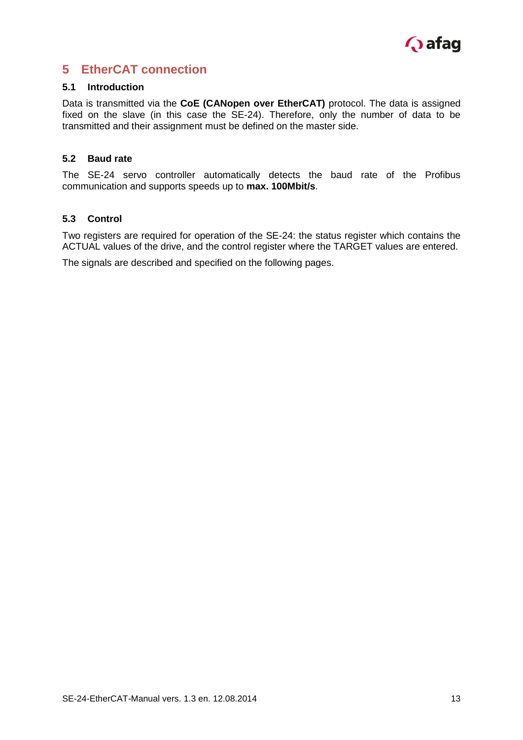# 5 EtherCAT connection

## 5.1 Introduction

Data is transmitted via the **CoE (CANopen over EtherCAT)** protocol. The data is assigned fixed on the slave (in this case the SE-24). Therefore, only the number of data to be transmitted and their assignment must be defined on the master side.

## 5.2 Baud rate

The SE-24 servo controller automatically detects the baud rate of the Profibus communication and supports speeds up to **max. 100Mbit/s**.

## 5.3 Control

Two registers are required for operation of the SE-24: the status register which contains the ACTUAL values of the drive, and the control register where the TARGET values are entered.

The signals are described and specified on the following pages.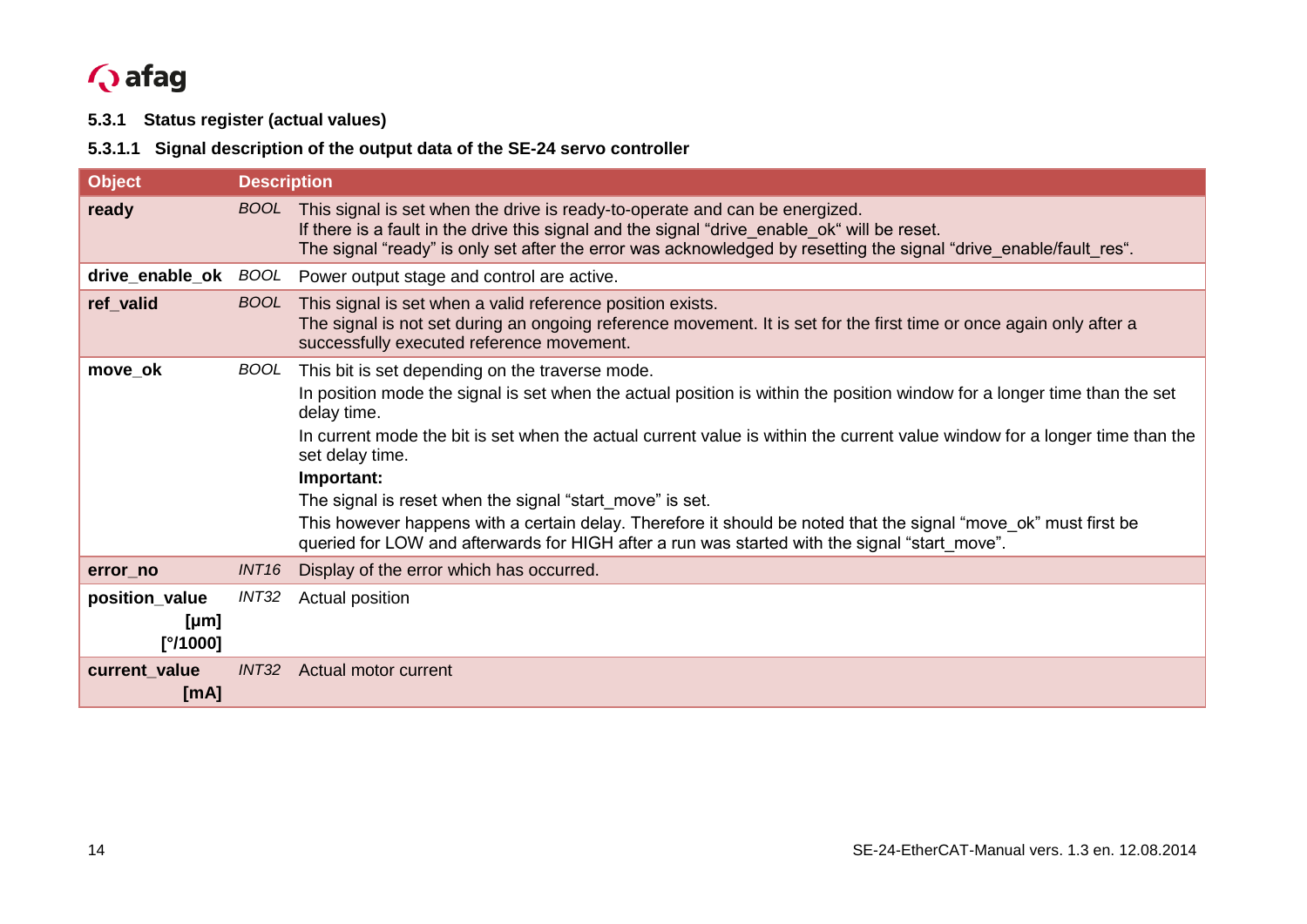### 5.3.1 Status register (actual values)

#### 5.3.1.1 Signal description of the output data of the SE-24 servo controller

| Object | | Description |
|---|---|---|
| **ready** | *BOOL* | This signal is set when the drive is ready-to-operate and can be energized.<br>If there is a fault in the drive this signal and the signal "drive_enable_ok" will be reset.<br>The signal "ready" is only set after the error was acknowledged by resetting the signal "drive_enable/fault_res". |
| **drive_enable_ok** | *BOOL* | Power output stage and control are active. |
| **ref_valid** | *BOOL* | This signal is set when a valid reference position exists.<br>The signal is not set during an ongoing reference movement. It is set for the first time or once again only after a successfully executed reference movement. |
| **move_ok** | *BOOL* | This bit is set depending on the traverse mode.<br>In position mode the signal is set when the actual position is within the position window for a longer time than the set delay time.<br>In current mode the bit is set when the actual current value is within the current value window for a longer time than the set delay time.<br>**Important:**<br>The signal is reset when the signal "start_move" is set.<br>This however happens with a certain delay. Therefore it should be noted that the signal "move_ok" must first be queried for LOW and afterwards for HIGH after a run was started with the signal "start_move". |
| **error_no** | *INT16* | Display of the error which has occurred. |
| **position_value [µm] [°/1000]** | *INT32* | Actual position |
| **current_value [mA]** | *INT32* | Actual motor current |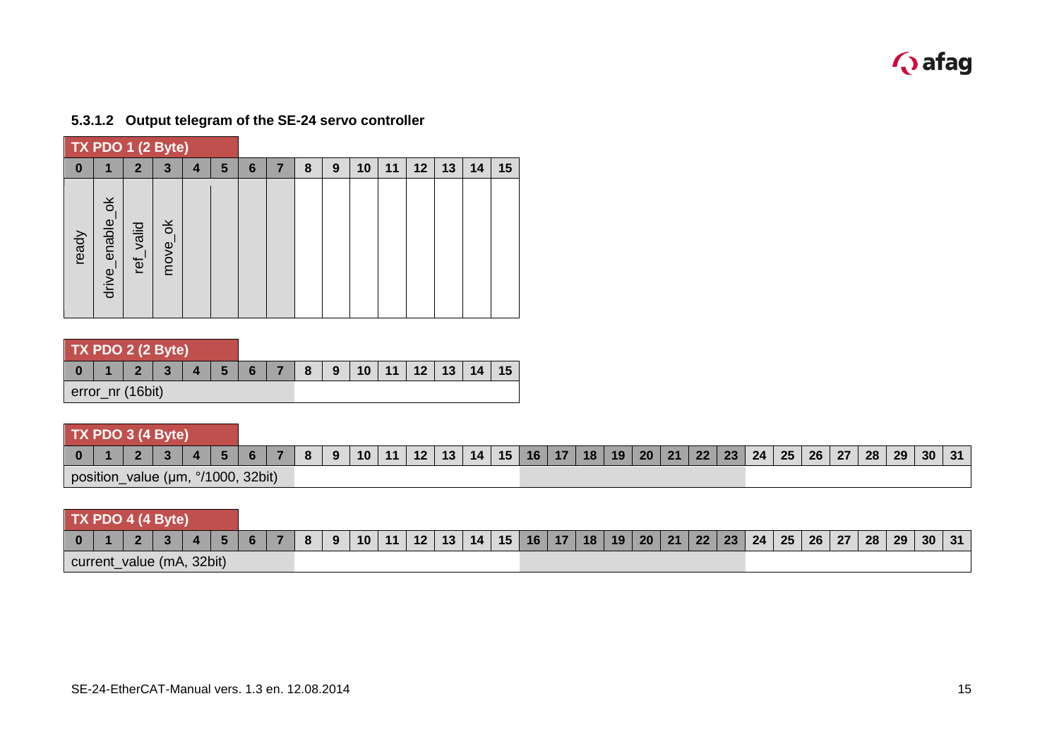#### 5.3.1.2 Output telegram of the SE-24 servo controller

| TX PDO 1 (2 Byte) | | | | | | | | | | | | | | | |
|---|---|---|---|---|---|---|---|---|---|---|---|---|---|---|---|
| 0 | 1 | 2 | 3 | 4 | 5 | 6 | 7 | 8 | 9 | 10 | 11 | 12 | 13 | 14 | 15 |
| ready | drive_enable_ok | ref_valid | move_ok | | | | | | | | | | | | |

| TX PDO 2 (2 Byte) | | | | | | | | | | | | | | | |
|---|---|---|---|---|---|---|---|---|---|---|---|---|---|---|---|
| 0 | 1 | 2 | 3 | 4 | 5 | 6 | 7 | 8 | 9 | 10 | 11 | 12 | 13 | 14 | 15 |
| error_nr (16bit) | | | | | | | | | | | | | | | |

| TX PDO 3 (4 Byte) | | | | | | | | | | | | | | | | | | | | | | | | | | | | | | | |
|---|---|---|---|---|---|---|---|---|---|---|---|---|---|---|---|---|---|---|---|---|---|---|---|---|---|---|---|---|---|---|---|
| 0 | 1 | 2 | 3 | 4 | 5 | 6 | 7 | 8 | 9 | 10 | 11 | 12 | 13 | 14 | 15 | 16 | 17 | 18 | 19 | 20 | 21 | 22 | 23 | 24 | 25 | 26 | 27 | 28 | 29 | 30 | 31 |
| position_value (µm, °/1000, 32bit) | | | | | | | | | | | | | | | | | | | | | | | | | | | | | | | |

| TX PDO 4 (4 Byte) | | | | | | | | | | | | | | | | | | | | | | | | | | | | | | | |
|---|---|---|---|---|---|---|---|---|---|---|---|---|---|---|---|---|---|---|---|---|---|---|---|---|---|---|---|---|---|---|---|
| 0 | 1 | 2 | 3 | 4 | 5 | 6 | 7 | 8 | 9 | 10 | 11 | 12 | 13 | 14 | 15 | 16 | 17 | 18 | 19 | 20 | 21 | 22 | 23 | 24 | 25 | 26 | 27 | 28 | 29 | 30 | 31 |
| current_value (mA, 32bit) | | | | | | | | | | | | | | | | | | | | | | | | | | | | | | | |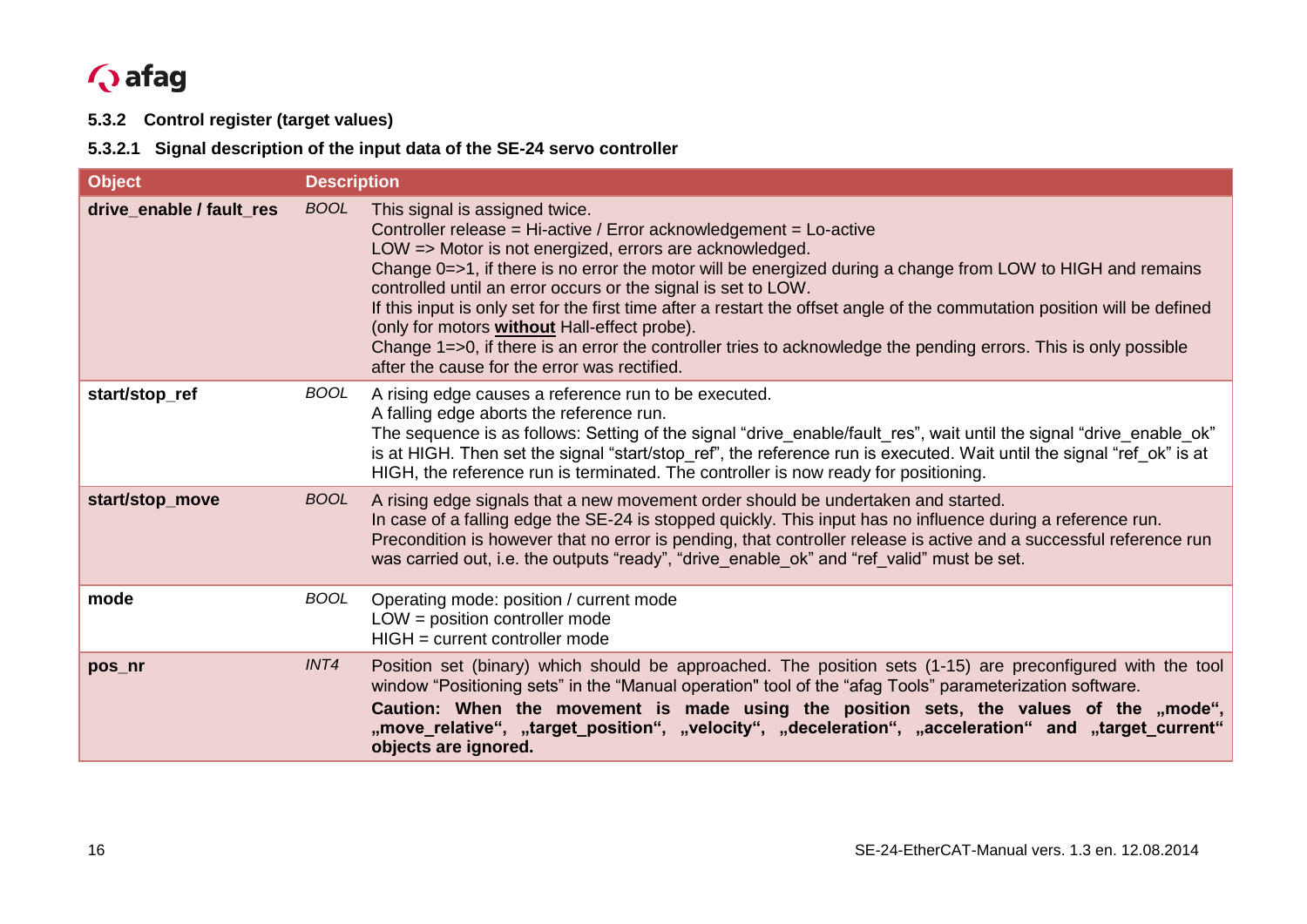### 5.3.2 Control register (target values)

#### 5.3.2.1 Signal description of the input data of the SE-24 servo controller

| Object | Description | |
|---|---|---|
| **drive_enable / fault_res** | *BOOL* | This signal is assigned twice.<br>Controller release = Hi-active / Error acknowledgement = Lo-active<br>LOW => Motor is not energized, errors are acknowledged.<br>Change 0=>1, if there is no error the motor will be energized during a change from LOW to HIGH and remains controlled until an error occurs or the signal is set to LOW.<br>If this input is only set for the first time after a restart the offset angle of the commutation position will be defined (only for motors **without** Hall-effect probe).<br>Change 1=>0, if there is an error the controller tries to acknowledge the pending errors. This is only possible after the cause for the error was rectified. |
| **start/stop_ref** | *BOOL* | A rising edge causes a reference run to be executed.<br>A falling edge aborts the reference run.<br>The sequence is as follows: Setting of the signal "drive_enable/fault_res", wait until the signal "drive_enable_ok" is at HIGH. Then set the signal "start/stop_ref", the reference run is executed. Wait until the signal "ref_ok" is at HIGH, the reference run is terminated. The controller is now ready for positioning. |
| **start/stop_move** | *BOOL* | A rising edge signals that a new movement order should be undertaken and started.<br>In case of a falling edge the SE-24 is stopped quickly. This input has no influence during a reference run.<br>Precondition is however that no error is pending, that controller release is active and a successful reference run was carried out, i.e. the outputs "ready", "drive_enable_ok" and "ref_valid" must be set. |
| **mode** | *BOOL* | Operating mode: position / current mode<br>LOW = position controller mode<br>HIGH = current controller mode |
| **pos_nr** | *INT4* | Position set (binary) which should be approached. The position sets (1-15) are preconfigured with the tool window "Positioning sets" in the "Manual operation" tool of the "afag Tools" parameterization software.<br>**Caution: When the movement is made using the position sets, the values of the „mode", „move_relative", „target_position", „velocity", „deceleration", „acceleration" and „target_current" objects are ignored.** |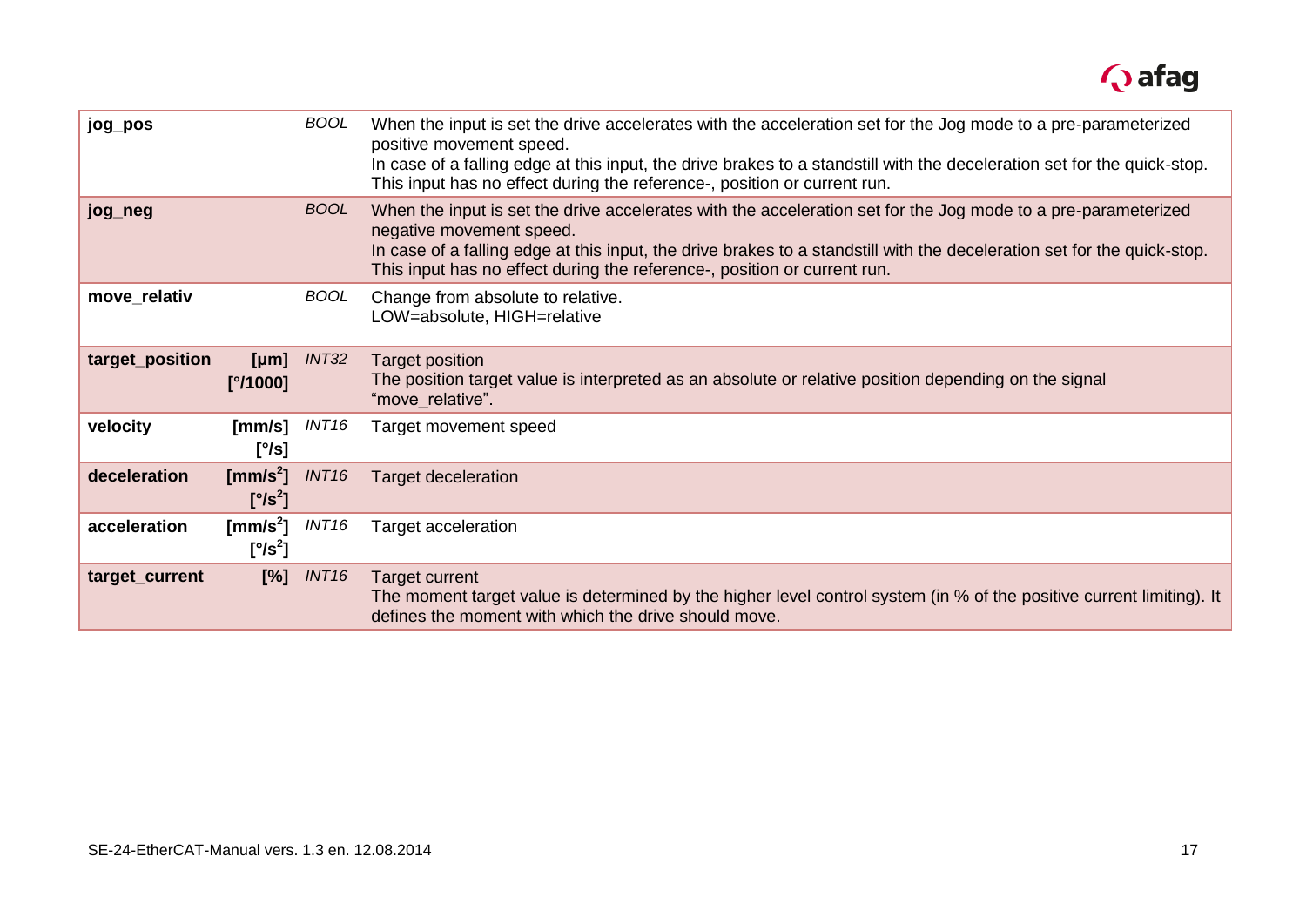| | | | |
|---|---|---|---|
| **jog_pos** | | *BOOL* | When the input is set the drive accelerates with the acceleration set for the Jog mode to a pre-parameterized positive movement speed.<br>In case of a falling edge at this input, the drive brakes to a standstill with the deceleration set for the quick-stop. This input has no effect during the reference-, position or current run. |
| **jog_neg** | | *BOOL* | When the input is set the drive accelerates with the acceleration set for the Jog mode to a pre-parameterized negative movement speed.<br>In case of a falling edge at this input, the drive brakes to a standstill with the deceleration set for the quick-stop. This input has no effect during the reference-, position or current run. |
| **move_relativ** | | *BOOL* | Change from absolute to relative.<br>LOW=absolute, HIGH=relative |
| **target_position** | **[µm]**<br>**[°/1000]** | *INT32* | Target position<br>The position target value is interpreted as an absolute or relative position depending on the signal "move_relative". |
| **velocity** | **[mm/s]**<br>**[°/s]** | *INT16* | Target movement speed |
| **deceleration** | **[mm/s$^2$]**<br>**[°/s$^2$]** | *INT16* | Target deceleration |
| **acceleration** | **[mm/s$^2$]**<br>**[°/s$^2$]** | *INT16* | Target acceleration |
| **target_current** | **[%]** | *INT16* | Target current<br>The moment target value is determined by the higher level control system (in % of the positive current limiting). It defines the moment with which the drive should move. |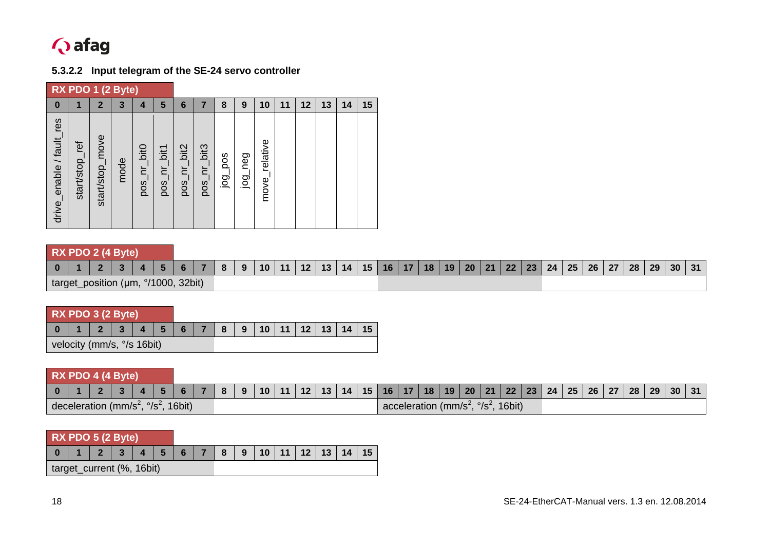### 5.3.2.2 Input telegram of the SE-24 servo controller

**RX PDO 1 (2 Byte)**

| 0 | 1 | 2 | 3 | 4 | 5 | 6 | 7 | 8 | 9 | 10 | 11 | 12 | 13 | 14 | 15 |
|---|---|---|---|---|---|---|---|---|---|---|---|---|---|---|---|
| drive_enable / fault_res | start/stop_ref | start/stop_move | mode | pos_nr_bit0 | pos_nr_bit1 | pos_nr_bit2 | pos_nr_bit3 | jog_pos | jog_neg | move_relative | | | | | |

**RX PDO 2 (4 Byte)**

| 0 | 1 | 2 | 3 | 4 | 5 | 6 | 7 | 8 | 9 | 10 | 11 | 12 | 13 | 14 | 15 | 16 | 17 | 18 | 19 | 20 | 21 | 22 | 23 | 24 | 25 | 26 | 27 | 28 | 29 | 30 | 31 |
|---|---|---|---|---|---|---|---|---|---|---|---|---|---|---|---|---|---|---|---|---|---|---|---|---|---|---|---|---|---|---|---|
| target_position (µm, °/1000, 32bit) | | | | | | | | | | | | | | | | | | | | | | | | | | | | | | | |

**RX PDO 3 (2 Byte)**

| 0 | 1 | 2 | 3 | 4 | 5 | 6 | 7 | 8 | 9 | 10 | 11 | 12 | 13 | 14 | 15 |
|---|---|---|---|---|---|---|---|---|---|---|---|---|---|---|---|
| velocity (mm/s, °/s 16bit) | | | | | | | | | | | | | | | |

**RX PDO 4 (4 Byte)**

| 0 | 1 | 2 | 3 | 4 | 5 | 6 | 7 | 8 | 9 | 10 | 11 | 12 | 13 | 14 | 15 | 16 | 17 | 18 | 19 | 20 | 21 | 22 | 23 | 24 | 25 | 26 | 27 | 28 | 29 | 30 | 31 |
|---|---|---|---|---|---|---|---|---|---|---|---|---|---|---|---|---|---|---|---|---|---|---|---|---|---|---|---|---|---|---|---|
| deceleration (mm/s², °/s², 16bit) | | | | | | | | | | | | | | | | acceleration (mm/s², °/s², 16bit) | | | | | | | | | | | | | | | |

**RX PDO 5 (2 Byte)**

| 0 | 1 | 2 | 3 | 4 | 5 | 6 | 7 | 8 | 9 | 10 | 11 | 12 | 13 | 14 | 15 |
|---|---|---|---|---|---|---|---|---|---|---|---|---|---|---|---|
| target_current (%, 16bit) | | | | | | | | | | | | | | | |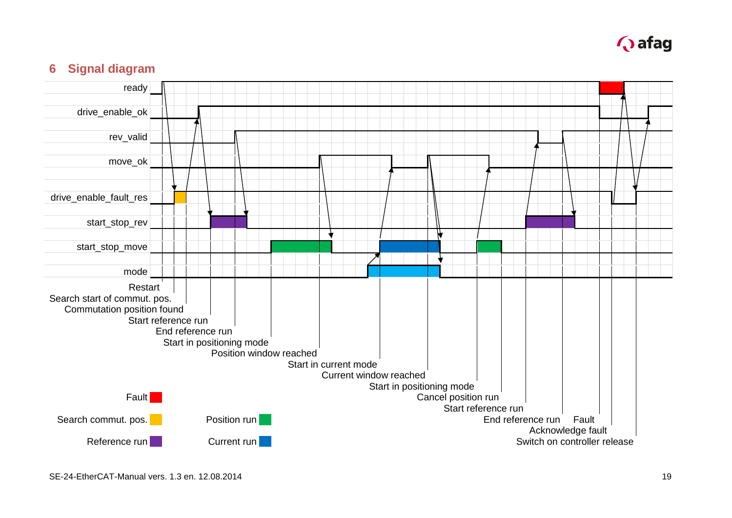## 6 Signal diagram

ready

drive_enable_ok

rev_valid

move_ok

drive_enable_fault_res

start_stop_rev

start_stop_move

mode

Restart
Search start of commut. pos.
Commutation position found
Start reference run
End reference run
Start in positioning mode
Position window reached
Start in current mode
Current window reached
Start in positioning mode
Cancel position run
Start reference run
End reference run
Fault
Acknowledge fault
Switch on controller release

Fault

Search commut. pos.

Reference run

Position run

Current run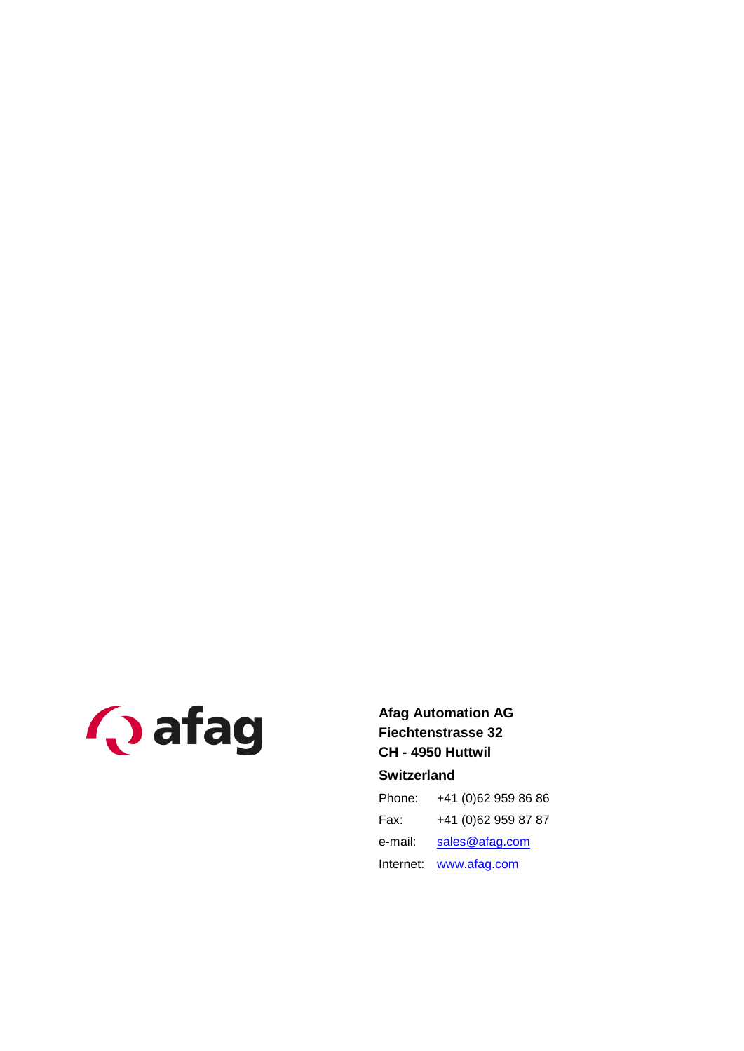afag

**Afag Automation AG**
**Fiechtenstrasse 32**
**CH - 4950 Huttwil**

**Switzerland**

| | |
|---|---|
| Phone: | +41 (0)62 959 86 86 |
| Fax: | +41 (0)62 959 87 87 |
| e-mail: | sales@afag.com |
| Internet: | www.afag.com |